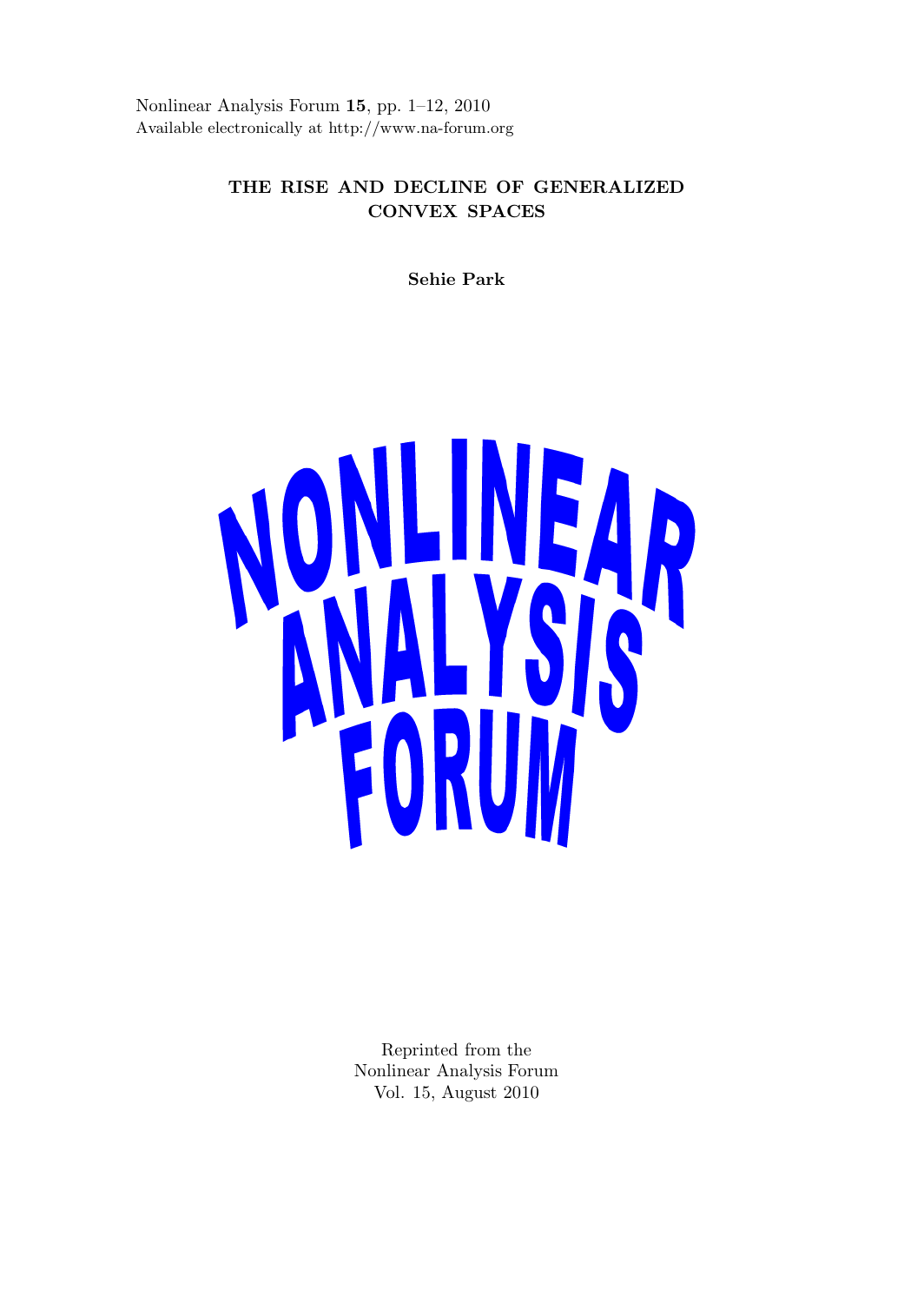Nonlinear Analysis Forum **15**, pp. 1–12, 2010
Available electronically at http://www.na-forum.org

# THE RISE AND DECLINE OF GENERALIZED CONVEX SPACES

**Sehie Park**

NONLINEAR ANALYSIS FORUM

Reprinted from the
Nonlinear Analysis Forum
Vol. 15, August 2010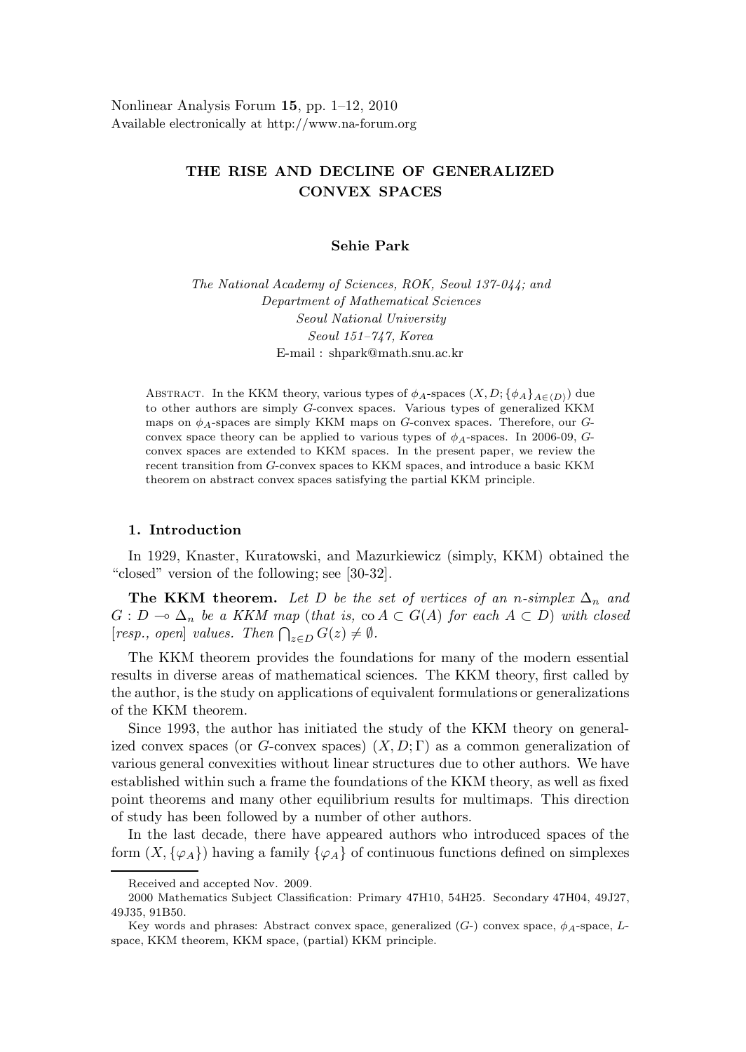Nonlinear Analysis Forum **15**, pp. 1–12, 2010
Available electronically at http://www.na-forum.org

# THE RISE AND DECLINE OF GENERALIZED CONVEX SPACES

**Sehie Park**

*The National Academy of Sciences, ROK, Seoul 137-044; and*
*Department of Mathematical Sciences*
*Seoul National University*
*Seoul 151–747, Korea*
E-mail : shpark@math.snu.ac.kr

Abstract. In the KKM theory, various types of $\phi_A$-spaces $(X, D; \{\phi_A\}_{A\in\langle D\rangle})$ due to other authors are simply $G$-convex spaces. Various types of generalized KKM maps on $\phi_A$-spaces are simply KKM maps on $G$-convex spaces. Therefore, our $G$-convex space theory can be applied to various types of $\phi_A$-spaces. In 2006-09, $G$-convex spaces are extended to KKM spaces. In the present paper, we review the recent transition from $G$-convex spaces to KKM spaces, and introduce a basic KKM theorem on abstract convex spaces satisfying the partial KKM principle.

## 1. Introduction

In 1929, Knaster, Kuratowski, and Mazurkiewicz (simply, KKM) obtained the "closed" version of the following; see [30-32].

**The KKM theorem.** *Let $D$ be the set of vertices of an $n$-simplex $\Delta_n$ and $G : D \multimap \Delta_n$ be a KKM map (that is, $\text{co}\, A \subset G(A)$ for each $A \subset D$) with closed [resp., open] values. Then $\bigcap_{z\in D} G(z) \neq \emptyset$.*

The KKM theorem provides the foundations for many of the modern essential results in diverse areas of mathematical sciences. The KKM theory, first called by the author, is the study on applications of equivalent formulations or generalizations of the KKM theorem.

Since 1993, the author has initiated the study of the KKM theory on generalized convex spaces (or $G$-convex spaces) $(X, D; \Gamma)$ as a common generalization of various general convexities without linear structures due to other authors. We have established within such a frame the foundations of the KKM theory, as well as fixed point theorems and many other equilibrium results for multimaps. This direction of study has been followed by a number of other authors.

In the last decade, there have appeared authors who introduced spaces of the form $(X, \{\varphi_A\})$ having a family $\{\varphi_A\}$ of continuous functions defined on simplexes

---

Received and accepted Nov. 2009.

2000 Mathematics Subject Classification: Primary 47H10, 54H25. Secondary 47H04, 49J27, 49J35, 91B50.

Key words and phrases: Abstract convex space, generalized ($G$-) convex space, $\phi_A$-space, $L$-space, KKM theorem, KKM space, (partial) KKM principle.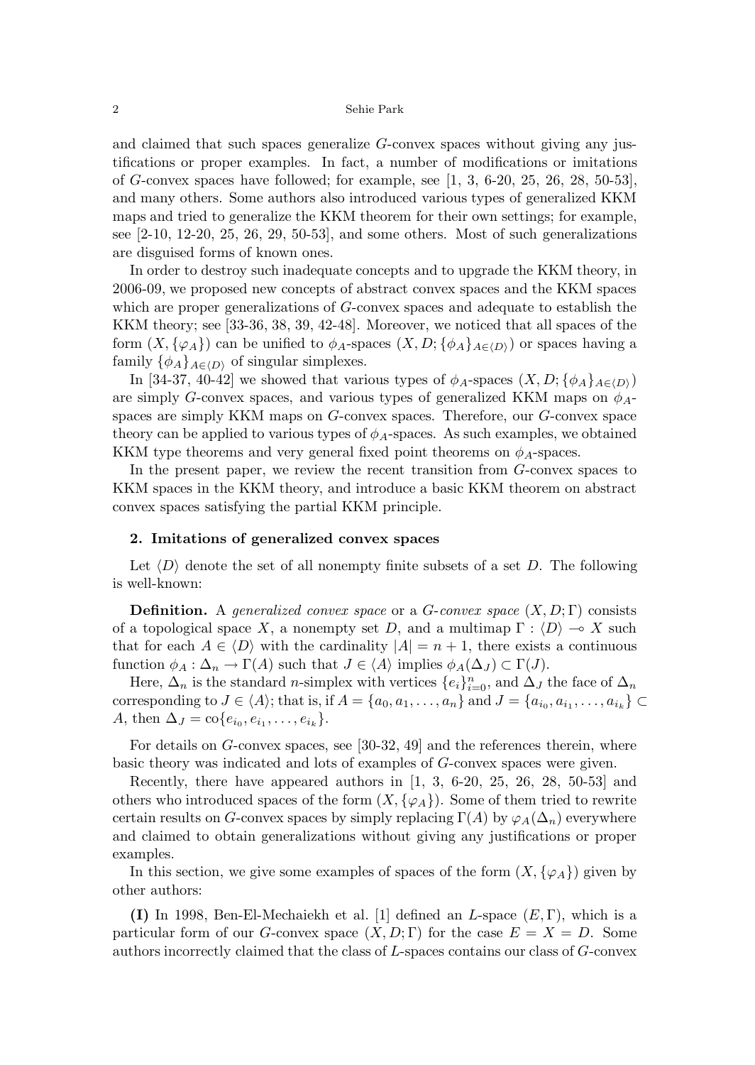and claimed that such spaces generalize $G$-convex spaces without giving any justifications or proper examples. In fact, a number of modifications or imitations of $G$-convex spaces have followed; for example, see [1, 3, 6-20, 25, 26, 28, 50-53], and many others. Some authors also introduced various types of generalized KKM maps and tried to generalize the KKM theorem for their own settings; for example, see [2-10, 12-20, 25, 26, 29, 50-53], and some others. Most of such generalizations are disguised forms of known ones.

In order to destroy such inadequate concepts and to upgrade the KKM theory, in 2006-09, we proposed new concepts of abstract convex spaces and the KKM spaces which are proper generalizations of $G$-convex spaces and adequate to establish the KKM theory; see [33-36, 38, 39, 42-48]. Moreover, we noticed that all spaces of the form $(X, \{\varphi_A\})$ can be unified to $\phi_A$-spaces $(X, D; \{\phi_A\}_{A\in\langle D\rangle})$ or spaces having a family $\{\phi_A\}_{A\in\langle D\rangle}$ of singular simplexes.

In [34-37, 40-42] we showed that various types of $\phi_A$-spaces $(X, D; \{\phi_A\}_{A\in\langle D\rangle})$ are simply $G$-convex spaces, and various types of generalized KKM maps on $\phi_A$-spaces are simply KKM maps on $G$-convex spaces. Therefore, our $G$-convex space theory can be applied to various types of $\phi_A$-spaces. As such examples, we obtained KKM type theorems and very general fixed point theorems on $\phi_A$-spaces.

In the present paper, we review the recent transition from $G$-convex spaces to KKM spaces in the KKM theory, and introduce a basic KKM theorem on abstract convex spaces satisfying the partial KKM principle.

## 2. Imitations of generalized convex spaces

Let $\langle D\rangle$ denote the set of all nonempty finite subsets of a set $D$. The following is well-known:

**Definition.** A *generalized convex space* or a *$G$-convex space* $(X, D; \Gamma)$ consists of a topological space $X$, a nonempty set $D$, and a multimap $\Gamma : \langle D\rangle \multimap X$ such that for each $A \in \langle D\rangle$ with the cardinality $|A| = n + 1$, there exists a continuous function $\phi_A : \Delta_n \to \Gamma(A)$ such that $J \in \langle A\rangle$ implies $\phi_A(\Delta_J) \subset \Gamma(J)$.

Here, $\Delta_n$ is the standard $n$-simplex with vertices $\{e_i\}_{i=0}^n$, and $\Delta_J$ the face of $\Delta_n$ corresponding to $J \in \langle A\rangle$; that is, if $A = \{a_0, a_1, \ldots, a_n\}$ and $J = \{a_{i_0}, a_{i_1}, \ldots, a_{i_k}\} \subset A$, then $\Delta_J = \mathrm{co}\{e_{i_0}, e_{i_1}, \ldots, e_{i_k}\}$.

For details on $G$-convex spaces, see [30-32, 49] and the references therein, where basic theory was indicated and lots of examples of $G$-convex spaces were given.

Recently, there have appeared authors in [1, 3, 6-20, 25, 26, 28, 50-53] and others who introduced spaces of the form $(X, \{\varphi_A\})$. Some of them tried to rewrite certain results on $G$-convex spaces by simply replacing $\Gamma(A)$ by $\varphi_A(\Delta_n)$ everywhere and claimed to obtain generalizations without giving any justifications or proper examples.

In this section, we give some examples of spaces of the form $(X, \{\varphi_A\})$ given by other authors:

**(I)** In 1998, Ben-El-Mechaiekh et al. [1] defined an $L$-space $(E, \Gamma)$, which is a particular form of our $G$-convex space $(X, D; \Gamma)$ for the case $E = X = D$. Some authors incorrectly claimed that the class of $L$-spaces contains our class of $G$-convex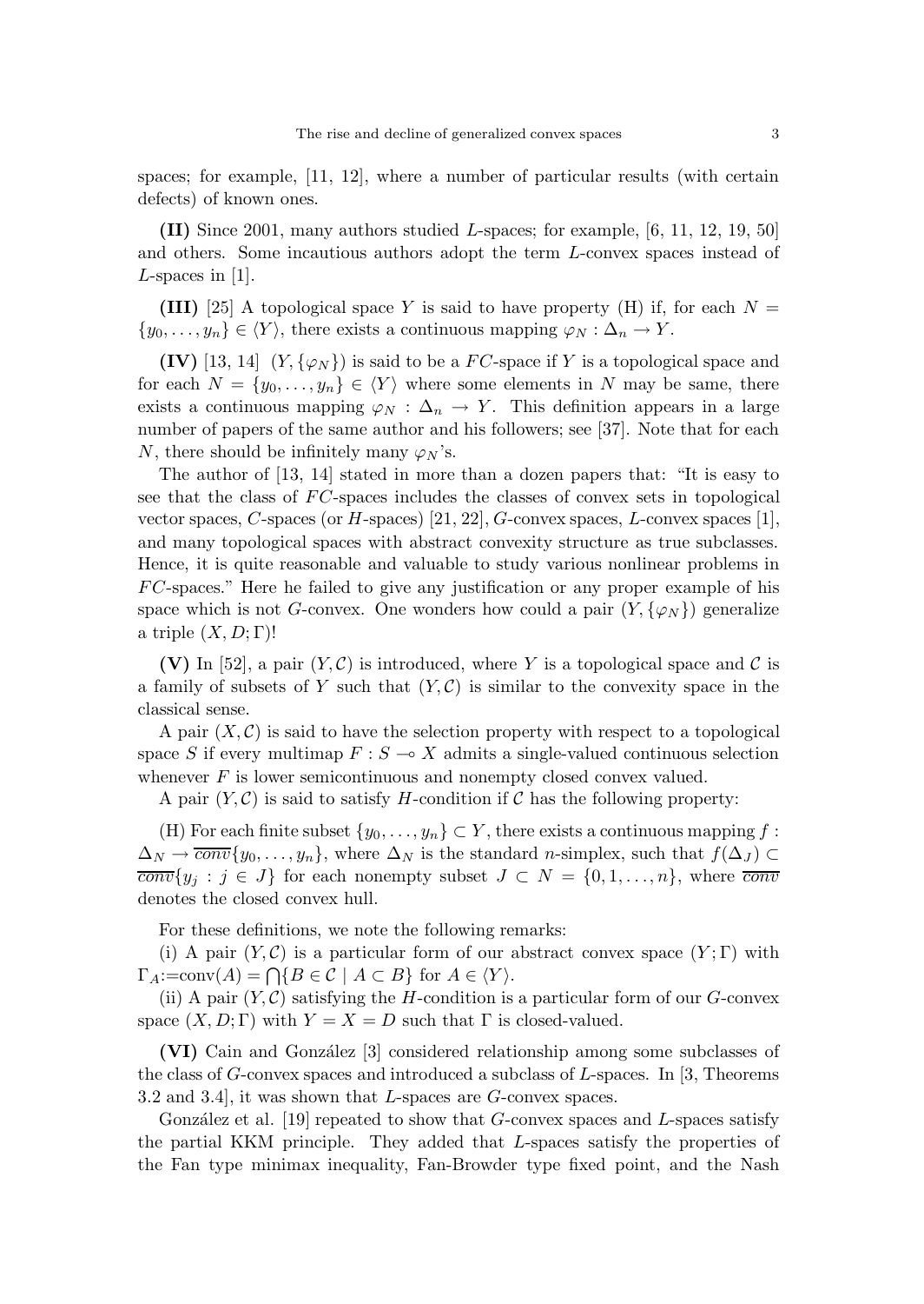spaces; for example, [11, 12], where a number of particular results (with certain defects) of known ones.

**(II)** Since 2001, many authors studied $L$-spaces; for example, [6, 11, 12, 19, 50] and others. Some incautious authors adopt the term $L$-convex spaces instead of $L$-spaces in [1].

**(III)** [25] A topological space $Y$ is said to have property (H) if, for each $N = \{y_0, \ldots, y_n\} \in \langle Y \rangle$, there exists a continuous mapping $\varphi_N : \Delta_n \to Y$.

**(IV)** [13, 14] $(Y, \{\varphi_N\})$ is said to be a $FC$-space if $Y$ is a topological space and for each $N = \{y_0, \ldots, y_n\} \in \langle Y \rangle$ where some elements in $N$ may be same, there exists a continuous mapping $\varphi_N : \Delta_n \to Y$. This definition appears in a large number of papers of the same author and his followers; see [37]. Note that for each $N$, there should be infinitely many $\varphi_N$'s.

The author of [13, 14] stated in more than a dozen papers that: "It is easy to see that the class of $FC$-spaces includes the classes of convex sets in topological vector spaces, $C$-spaces (or $H$-spaces) [21, 22], $G$-convex spaces, $L$-convex spaces [1], and many topological spaces with abstract convexity structure as true subclasses. Hence, it is quite reasonable and valuable to study various nonlinear problems in $FC$-spaces." Here he failed to give any justification or any proper example of his space which is not $G$-convex. One wonders how could a pair $(Y, \{\varphi_N\})$ generalize a triple $(X, D; \Gamma)$!

**(V)** In [52], a pair $(Y, \mathcal{C})$ is introduced, where $Y$ is a topological space and $\mathcal{C}$ is a family of subsets of $Y$ such that $(Y, \mathcal{C})$ is similar to the convexity space in the classical sense.

A pair $(X, \mathcal{C})$ is said to have the selection property with respect to a topological space $S$ if every multimap $F : S \multimap X$ admits a single-valued continuous selection whenever $F$ is lower semicontinuous and nonempty closed convex valued.

A pair $(Y, \mathcal{C})$ is said to satisfy $H$-condition if $\mathcal{C}$ has the following property:

(H) For each finite subset $\{y_0, \ldots, y_n\} \subset Y$, there exists a continuous mapping $f : \Delta_N \to \overline{conv}\{y_0, \ldots, y_n\}$, where $\Delta_N$ is the standard $n$-simplex, such that $f(\Delta_J) \subset \overline{conv}\{y_j : j \in J\}$ for each nonempty subset $J \subset N = \{0, 1, \ldots, n\}$, where $\overline{conv}$ denotes the closed convex hull.

For these definitions, we note the following remarks:

(i) A pair $(Y, \mathcal{C})$ is a particular form of our abstract convex space $(Y; \Gamma)$ with $\Gamma_A := \mathrm{conv}(A) = \bigcap\{B \in \mathcal{C} \mid A \subset B\}$ for $A \in \langle Y \rangle$.

(ii) A pair $(Y, \mathcal{C})$ satisfying the $H$-condition is a particular form of our $G$-convex space $(X, D; \Gamma)$ with $Y = X = D$ such that $\Gamma$ is closed-valued.

**(VI)** Cain and González [3] considered relationship among some subclasses of the class of $G$-convex spaces and introduced a subclass of $L$-spaces. In [3, Theorems 3.2 and 3.4], it was shown that $L$-spaces are $G$-convex spaces.

González et al. [19] repeated to show that $G$-convex spaces and $L$-spaces satisfy the partial KKM principle. They added that $L$-spaces satisfy the properties of the Fan type minimax inequality, Fan-Browder type fixed point, and the Nash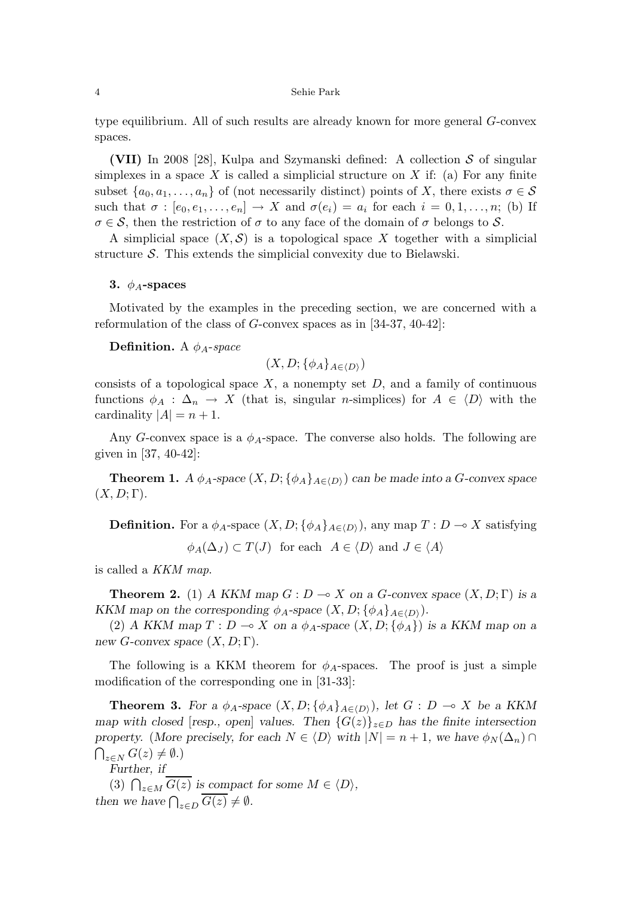type equilibrium. All of such results are already known for more general $G$-convex spaces.

**(VII)** In 2008 [28], Kulpa and Szymanski defined: A collection $\mathcal{S}$ of singular simplexes in a space $X$ is called a simplicial structure on $X$ if: (a) For any finite subset $\{a_0, a_1, \ldots, a_n\}$ of (not necessarily distinct) points of $X$, there exists $\sigma \in \mathcal{S}$ such that $\sigma : [e_0, e_1, \ldots, e_n] \to X$ and $\sigma(e_i) = a_i$ for each $i = 0, 1, \ldots, n$; (b) If $\sigma \in \mathcal{S}$, then the restriction of $\sigma$ to any face of the domain of $\sigma$ belongs to $\mathcal{S}$.

A simplicial space $(X, \mathcal{S})$ is a topological space $X$ together with a simplicial structure $\mathcal{S}$. This extends the simplicial convexity due to Bielawski.

## 3. $\phi_A$-spaces

Motivated by the examples in the preceding section, we are concerned with a reformulation of the class of $G$-convex spaces as in [34-37, 40-42]:

**Definition.** A *$\phi_A$-space*

$$(X, D; \{\phi_A\}_{A \in \langle D \rangle})$$

consists of a topological space $X$, a nonempty set $D$, and a family of continuous functions $\phi_A : \Delta_n \to X$ (that is, singular $n$-simplices) for $A \in \langle D \rangle$ with the cardinality $|A| = n + 1$.

Any $G$-convex space is a $\phi_A$-space. The converse also holds. The following are given in [37, 40-42]:

**Theorem 1.** *A $\phi_A$-space $(X, D; \{\phi_A\}_{A \in \langle D \rangle})$ can be made into a $G$-convex space $(X, D; \Gamma)$.*

**Definition.** For a $\phi_A$-space $(X, D; \{\phi_A\}_{A \in \langle D \rangle})$, any map $T : D \multimap X$ satisfying

$$\phi_A(\Delta_J) \subset T(J) \quad \text{for each} \quad A \in \langle D \rangle \text{ and } J \in \langle A \rangle$$

is called a *KKM map*.

**Theorem 2.** (1) *A KKM map $G : D \multimap X$ on a $G$-convex space $(X, D; \Gamma)$ is a KKM map on the corresponding $\phi_A$-space $(X, D; \{\phi_A\}_{A \in \langle D \rangle})$.*

(2) *A KKM map $T : D \multimap X$ on a $\phi_A$-space $(X, D; \{\phi_A\})$ is a KKM map on a new $G$-convex space $(X, D; \Gamma)$.*

The following is a KKM theorem for $\phi_A$-spaces. The proof is just a simple modification of the corresponding one in [31-33]:

**Theorem 3.** *For a $\phi_A$-space $(X, D; \{\phi_A\}_{A \in \langle D \rangle})$, let $G : D \multimap X$ be a KKM map with closed* [*resp., open*] *values. Then $\{G(z)\}_{z \in D}$ has the finite intersection property.* (*More precisely, for each $N \in \langle D \rangle$ with $|N| = n + 1$, we have $\phi_N(\Delta_n) \cap \bigcap_{z \in N} G(z) \neq \emptyset$.*)

*Further, if*

(3) *$\bigcap_{z \in M} \overline{G(z)}$ is compact for some $M \in \langle D \rangle$,*

*then we have $\bigcap_{z \in D} \overline{G(z)} \neq \emptyset$.*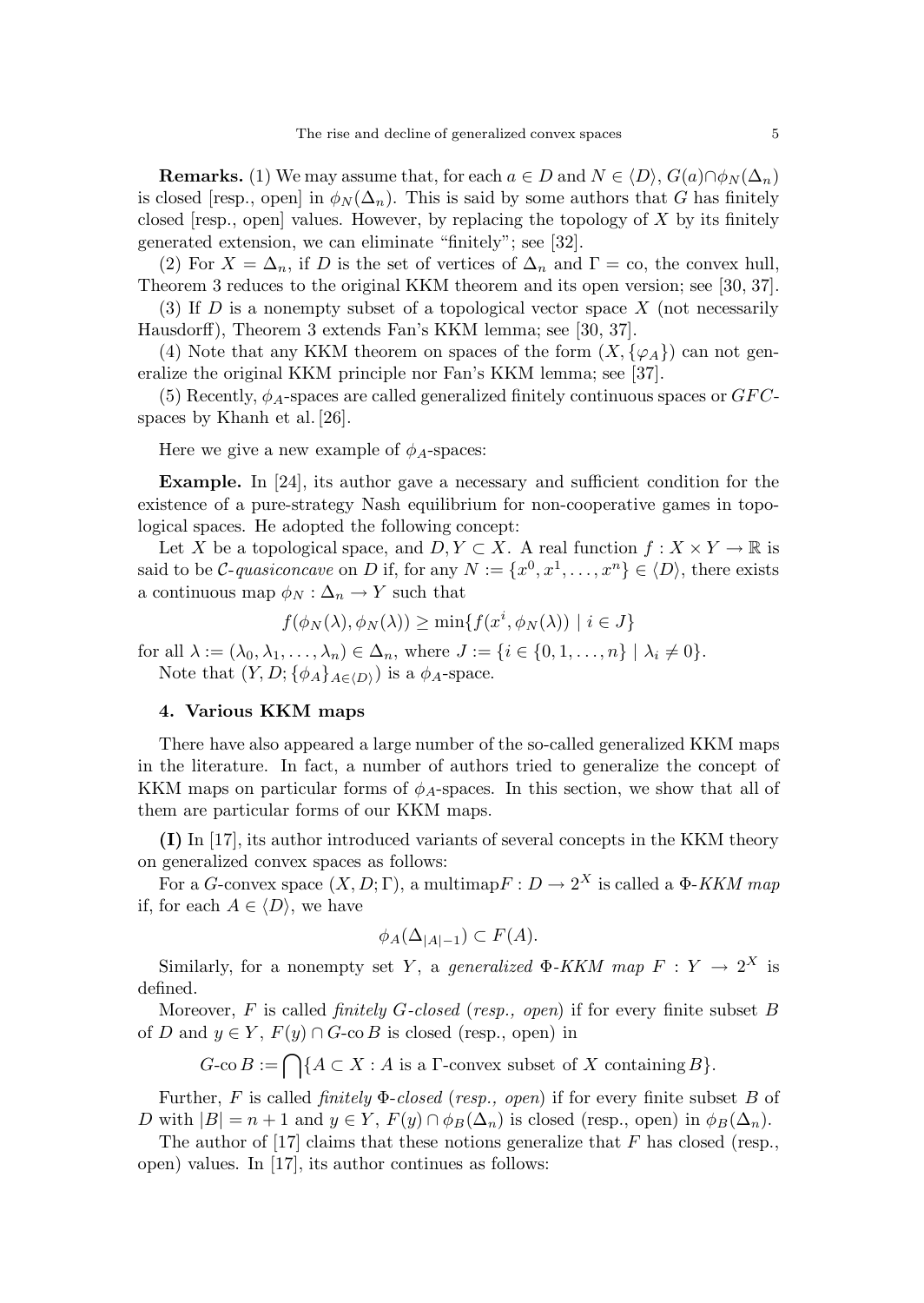**Remarks.** (1) We may assume that, for each $a \in D$ and $N \in \langle D \rangle$, $G(a) \cap \phi_N(\Delta_n)$ is closed [resp., open] in $\phi_N(\Delta_n)$. This is said by some authors that $G$ has finitely closed [resp., open] values. However, by replacing the topology of $X$ by its finitely generated extension, we can eliminate "finitely"; see [32].

(2) For $X = \Delta_n$, if $D$ is the set of vertices of $\Delta_n$ and $\Gamma = \mathrm{co}$, the convex hull, Theorem 3 reduces to the original KKM theorem and its open version; see [30, 37].

(3) If $D$ is a nonempty subset of a topological vector space $X$ (not necessarily Hausdorff), Theorem 3 extends Fan's KKM lemma; see [30, 37].

(4) Note that any KKM theorem on spaces of the form $(X, \{\varphi_A\})$ can not generalize the original KKM principle nor Fan's KKM lemma; see [37].

(5) Recently, $\phi_A$-spaces are called generalized finitely continuous spaces or $GFC$-spaces by Khanh et al. [26].

Here we give a new example of $\phi_A$-spaces:

**Example.** In [24], its author gave a necessary and sufficient condition for the existence of a pure-strategy Nash equilibrium for non-cooperative games in topological spaces. He adopted the following concept:

Let $X$ be a topological space, and $D, Y \subset X$. A real function $f : X \times Y \to \mathbb{R}$ is said to be *$\mathcal{C}$-quasiconcave* on $D$ if, for any $N := \{x^0, x^1, \dots, x^n\} \in \langle D \rangle$, there exists a continuous map $\phi_N : \Delta_n \to Y$ such that

$$f(\phi_N(\lambda), \phi_N(\lambda)) \geq \min\{f(x^i, \phi_N(\lambda)) \mid i \in J\}$$

for all $\lambda := (\lambda_0, \lambda_1, \dots, \lambda_n) \in \Delta_n$, where $J := \{i \in \{0, 1, \dots, n\} \mid \lambda_i \neq 0\}$.

Note that $(Y, D; \{\phi_A\}_{A \in \langle D \rangle})$ is a $\phi_A$-space.

## 4. Various KKM maps

There have also appeared a large number of the so-called generalized KKM maps in the literature. In fact, a number of authors tried to generalize the concept of KKM maps on particular forms of $\phi_A$-spaces. In this section, we show that all of them are particular forms of our KKM maps.

**(I)** In [17], its author introduced variants of several concepts in the KKM theory on generalized convex spaces as follows:

For a $G$-convex space $(X, D; \Gamma)$, a multimap$F : D \to 2^X$ is called a *$\Phi$-KKM map* if, for each $A \in \langle D \rangle$, we have

$$\phi_A(\Delta_{|A|-1}) \subset F(A).$$

Similarly, for a nonempty set $Y$, a *generalized $\Phi$-KKM map* $F : Y \to 2^X$ is defined.

Moreover, $F$ is called *finitely $G$-closed* (*resp., open*) if for every finite subset $B$ of $D$ and $y \in Y$, $F(y) \cap G\text{-co}\, B$ is closed (resp., open) in

$$G\text{-co}\, B := \bigcap\{A \subset X : A \text{ is a } \Gamma\text{-convex subset of } X \text{ containing } B\}.$$

Further, $F$ is called *finitely $\Phi$-closed* (*resp., open*) if for every finite subset $B$ of $D$ with $|B| = n + 1$ and $y \in Y$, $F(y) \cap \phi_B(\Delta_n)$ is closed (resp., open) in $\phi_B(\Delta_n)$.

The author of [17] claims that these notions generalize that $F$ has closed (resp., open) values. In [17], its author continues as follows: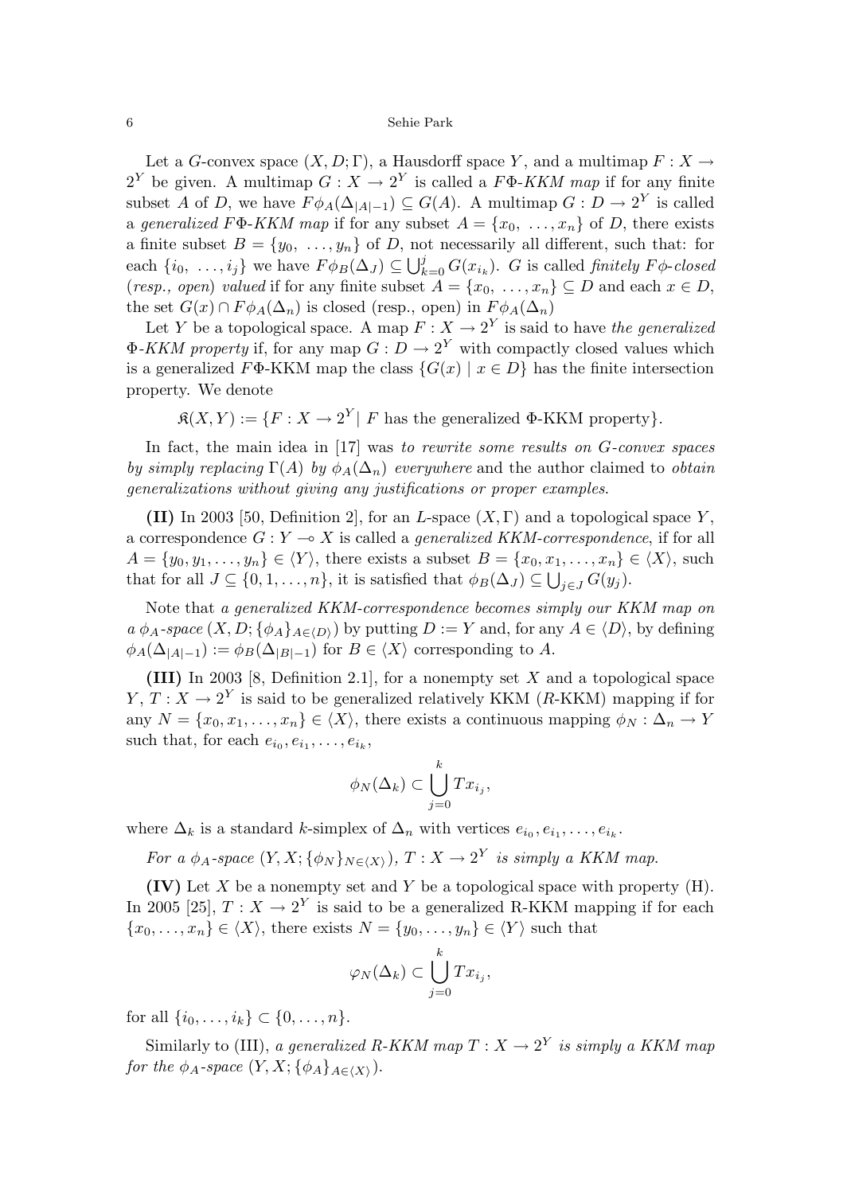Let a $G$-convex space $(X, D; \Gamma)$, a Hausdorff space $Y$, and a multimap $F : X \to 2^Y$ be given. A multimap $G : X \to 2^Y$ is called a *$F\Phi$-KKM map* if for any finite subset $A$ of $D$, we have $F\phi_A(\Delta_{|A|-1}) \subseteq G(A)$. A multimap $G : D \to 2^Y$ is called a *generalized $F\Phi$-KKM map* if for any subset $A = \{x_0, \ \ldots, x_n\}$ of $D$, there exists a finite subset $B = \{y_0, \ \ldots, y_n\}$ of $D$, not necessarily all different, such that: for each $\{i_0, \ \ldots, i_j\}$ we have $F\phi_B(\Delta_J) \subseteq \bigcup_{k=0}^{j} G(x_{i_k})$. $G$ is called *finitely $F\phi$-closed* (*resp., open*) *valued* if for any finite subset $A = \{x_0, \ \ldots, x_n\} \subseteq D$ and each $x \in D$, the set $G(x) \cap F\phi_A(\Delta_n)$ is closed (resp., open) in $F\phi_A(\Delta_n)$

Let $Y$ be a topological space. A map $F : X \to 2^Y$ is said to have *the generalized $\Phi$-KKM property* if, for any map $G : D \to 2^Y$ with compactly closed values which is a generalized $F\Phi$-KKM map the class $\{G(x) \mid x \in D\}$ has the finite intersection property. We denote

$$\mathfrak{K}(X, Y) := \{F : X \to 2^Y \mid F \text{ has the generalized } \Phi\text{-KKM property}\}.$$

In fact, the main idea in [17] was *to rewrite some results on $G$-convex spaces by simply replacing $\Gamma(A)$ by $\phi_A(\Delta_n)$ everywhere* and the author claimed to *obtain generalizations without giving any justifications or proper examples*.

**(II)** In 2003 [50, Definition 2], for an $L$-space $(X, \Gamma)$ and a topological space $Y$, a correspondence $G : Y \multimap X$ is called a *generalized KKM-correspondence*, if for all $A = \{y_0, y_1, \ldots, y_n\} \in \langle Y \rangle$, there exists a subset $B = \{x_0, x_1, \ldots, x_n\} \in \langle X \rangle$, such that for all $J \subseteq \{0, 1, \ldots, n\}$, it is satisfied that $\phi_B(\Delta_J) \subseteq \bigcup_{j \in J} G(y_j)$.

Note that *a generalized KKM-correspondence becomes simply our KKM map on a $\phi_A$-space $(X, D; \{\phi_A\}_{A \in \langle D \rangle})$* by putting $D := Y$ and, for any $A \in \langle D \rangle$, by defining $\phi_A(\Delta_{|A|-1}) := \phi_B(\Delta_{|B|-1})$ for $B \in \langle X \rangle$ corresponding to $A$.

**(III)** In 2003 [8, Definition 2.1], for a nonempty set $X$ and a topological space $Y$, $T : X \to 2^Y$ is said to be generalized relatively KKM ($R$-KKM) mapping if for any $N = \{x_0, x_1, \ldots, x_n\} \in \langle X \rangle$, there exists a continuous mapping $\phi_N : \Delta_n \to Y$ such that, for each $e_{i_0}, e_{i_1}, \ldots, e_{i_k}$,

$$\phi_N(\Delta_k) \subset \bigcup_{j=0}^{k} Tx_{i_j},$$

where $\Delta_k$ is a standard $k$-simplex of $\Delta_n$ with vertices $e_{i_0}, e_{i_1}, \ldots, e_{i_k}$.

*For a $\phi_A$-space $(Y, X; \{\phi_N\}_{N \in \langle X \rangle})$, $T : X \to 2^Y$ is simply a KKM map.*

**(IV)** Let $X$ be a nonempty set and $Y$ be a topological space with property (H). In 2005 [25], $T : X \to 2^Y$ is said to be a generalized R-KKM mapping if for each $\{x_0, \ldots, x_n\} \in \langle X \rangle$, there exists $N = \{y_0, \ldots, y_n\} \in \langle Y \rangle$ such that

$$\varphi_N(\Delta_k) \subset \bigcup_{j=0}^{k} Tx_{i_j},$$

for all $\{i_0, \ldots, i_k\} \subset \{0, \ldots, n\}$.

Similarly to (III), *a generalized R-KKM map $T : X \to 2^Y$ is simply a KKM map for the $\phi_A$-space $(Y, X; \{\phi_A\}_{A \in \langle X \rangle})$.*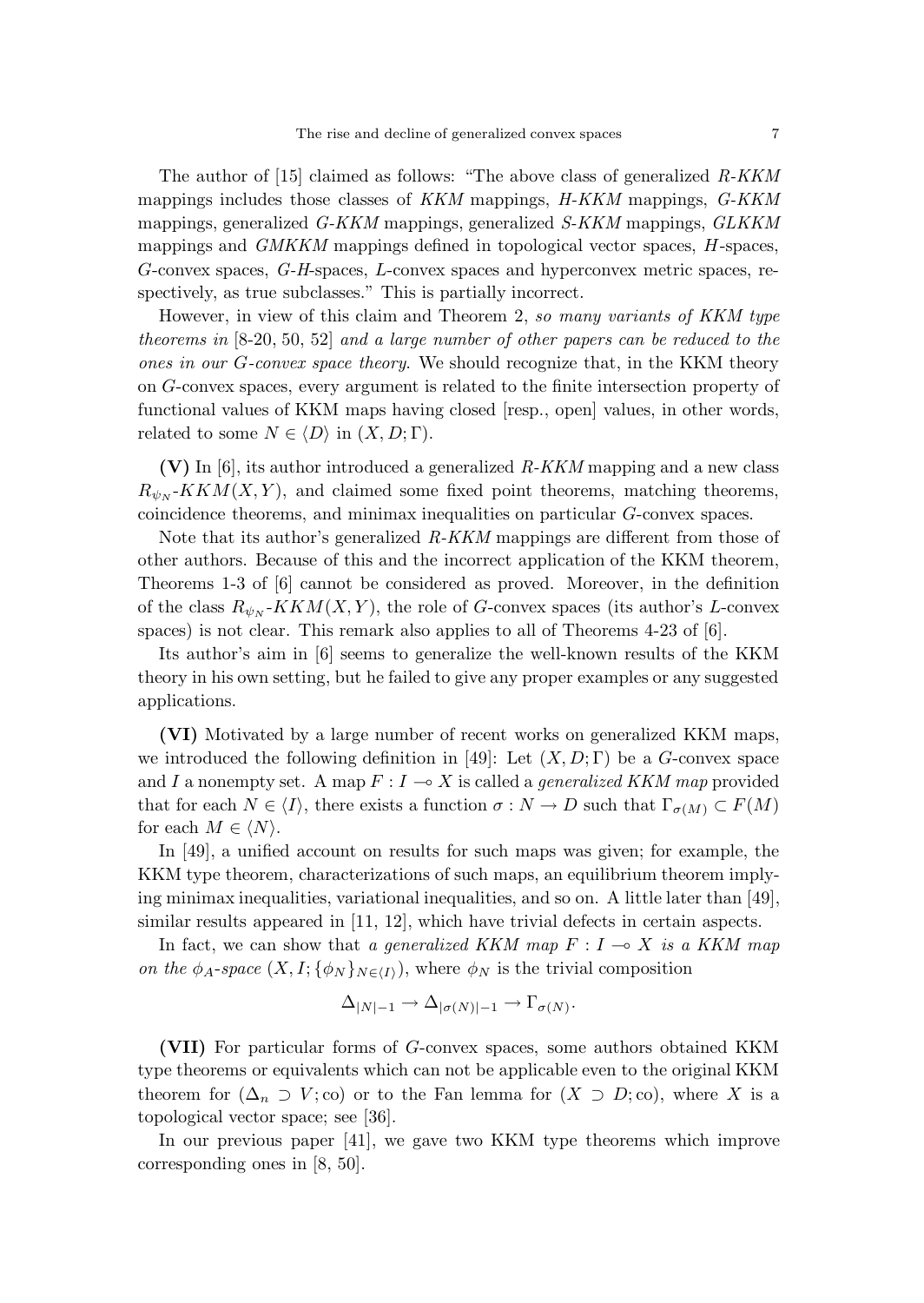The author of [15] claimed as follows: "The above class of generalized *R-KKM* mappings includes those classes of *KKM* mappings, *H-KKM* mappings, *G-KKM* mappings, generalized *G-KKM* mappings, generalized *S-KKM* mappings, *GLKKM* mappings and *GMKKM* mappings defined in topological vector spaces, *H*-spaces, *G*-convex spaces, *G-H*-spaces, *L*-convex spaces and hyperconvex metric spaces, respectively, as true subclasses." This is partially incorrect.

However, in view of this claim and Theorem 2, *so many variants of KKM type theorems in* [8-20, 50, 52] *and a large number of other papers can be reduced to the ones in our G-convex space theory*. We should recognize that, in the KKM theory on $G$-convex spaces, every argument is related to the finite intersection property of functional values of KKM maps having closed [resp., open] values, in other words, related to some $N \in \langle D \rangle$ in $(X, D; \Gamma)$.

**(V)** In [6], its author introduced a generalized *R-KKM* mapping and a new class $R_{\psi_N}$-$KKM(X,Y)$, and claimed some fixed point theorems, matching theorems, coincidence theorems, and minimax inequalities on particular $G$-convex spaces.

Note that its author's generalized *R-KKM* mappings are different from those of other authors. Because of this and the incorrect application of the KKM theorem, Theorems 1-3 of [6] cannot be considered as proved. Moreover, in the definition of the class $R_{\psi_N}$-$KKM(X,Y)$, the role of $G$-convex spaces (its author's $L$-convex spaces) is not clear. This remark also applies to all of Theorems 4-23 of [6].

Its author's aim in [6] seems to generalize the well-known results of the KKM theory in his own setting, but he failed to give any proper examples or any suggested applications.

**(VI)** Motivated by a large number of recent works on generalized KKM maps, we introduced the following definition in [49]: Let $(X, D; \Gamma)$ be a $G$-convex space and $I$ a nonempty set. A map $F : I \multimap X$ is called a *generalized KKM map* provided that for each $N \in \langle I \rangle$, there exists a function $\sigma : N \to D$ such that $\Gamma_{\sigma(M)} \subset F(M)$ for each $M \in \langle N \rangle$.

In [49], a unified account on results for such maps was given; for example, the KKM type theorem, characterizations of such maps, an equilibrium theorem implying minimax inequalities, variational inequalities, and so on. A little later than [49], similar results appeared in [11, 12], which have trivial defects in certain aspects.

In fact, we can show that *a generalized KKM map* $F : I \multimap X$ *is a KKM map on the* $\phi_A$*-space* $(X, I; \{\phi_N\}_{N \in \langle I \rangle})$, where $\phi_N$ is the trivial composition

$$\Delta_{|N|-1} \to \Delta_{|\sigma(N)|-1} \to \Gamma_{\sigma(N)}.$$

**(VII)** For particular forms of $G$-convex spaces, some authors obtained KKM type theorems or equivalents which can not be applicable even to the original KKM theorem for $(\Delta_n \supset V; \text{co})$ or to the Fan lemma for $(X \supset D; \text{co})$, where $X$ is a topological vector space; see [36].

In our previous paper [41], we gave two KKM type theorems which improve corresponding ones in [8, 50].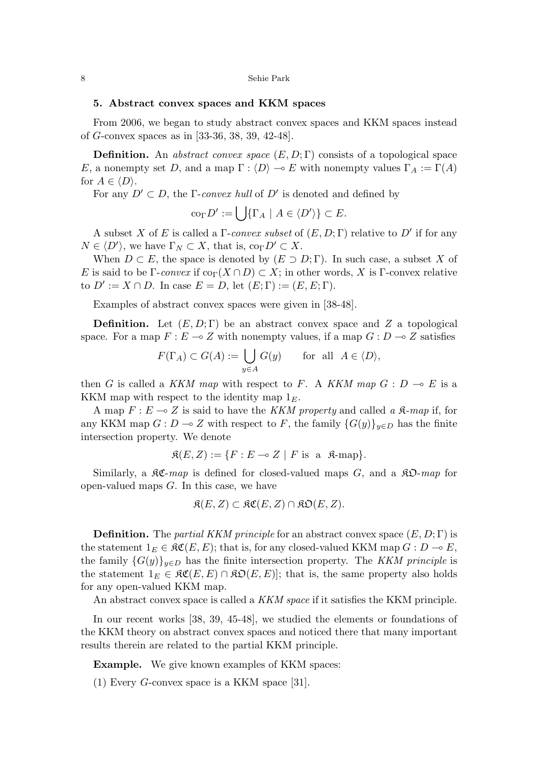### 5. Abstract convex spaces and KKM spaces

From 2006, we began to study abstract convex spaces and KKM spaces instead of $G$-convex spaces as in [33-36, 38, 39, 42-48].

**Definition.** An *abstract convex space* $(E, D; \Gamma)$ consists of a topological space $E$, a nonempty set $D$, and a map $\Gamma : \langle D \rangle \multimap E$ with nonempty values $\Gamma_A := \Gamma(A)$ for $A \in \langle D \rangle$.

For any $D' \subset D$, the $\Gamma$-*convex hull* of $D'$ is denoted and defined by

$$\mathrm{co}_\Gamma D' := \bigcup \{\Gamma_A \mid A \in \langle D' \rangle\} \subset E.$$

A subset $X$ of $E$ is called a $\Gamma$-*convex subset* of $(E, D; \Gamma)$ relative to $D'$ if for any $N \in \langle D' \rangle$, we have $\Gamma_N \subset X$, that is, $\mathrm{co}_\Gamma D' \subset X$.

When $D \subset E$, the space is denoted by $(E \supset D; \Gamma)$. In such case, a subset $X$ of $E$ is said to be $\Gamma$-*convex* if $\mathrm{co}_\Gamma(X \cap D) \subset X$; in other words, $X$ is $\Gamma$-convex relative to $D' := X \cap D$. In case $E = D$, let $(E; \Gamma) := (E, E; \Gamma)$.

Examples of abstract convex spaces were given in [38-48].

**Definition.** Let $(E, D; \Gamma)$ be an abstract convex space and $Z$ a topological space. For a map $F : E \multimap Z$ with nonempty values, if a map $G : D \multimap Z$ satisfies

$$F(\Gamma_A) \subset G(A) := \bigcup_{y \in A} G(y) \qquad \text{for all} \quad A \in \langle D \rangle,$$

then $G$ is called a *KKM map* with respect to $F$. A *KKM map* $G : D \multimap E$ is a KKM map with respect to the identity map $1_E$.

A map $F : E \multimap Z$ is said to have the *KKM property* and called *a* $\mathfrak{K}$*-map* if, for any KKM map $G : D \multimap Z$ with respect to $F$, the family $\{G(y)\}_{y \in D}$ has the finite intersection property. We denote

$$\mathfrak{K}(E, Z) := \{F : E \multimap Z \mid F \text{ is a } \mathfrak{K}\text{-map}\}.$$

Similarly, a $\mathfrak{KC}$*-map* is defined for closed-valued maps $G$, and a $\mathfrak{KO}$*-map* for open-valued maps $G$. In this case, we have

$$\mathfrak{K}(E, Z) \subset \mathfrak{KC}(E, Z) \cap \mathfrak{KO}(E, Z).$$

**Definition.** The *partial KKM principle* for an abstract convex space $(E, D; \Gamma)$ is the statement $1_E \in \mathfrak{KC}(E, E)$; that is, for any closed-valued KKM map $G : D \multimap E$, the family $\{G(y)\}_{y \in D}$ has the finite intersection property. The *KKM principle* is the statement $1_E \in \mathfrak{KC}(E, E) \cap \mathfrak{KO}(E, E)]$; that is, the same property also holds for any open-valued KKM map.

An abstract convex space is called a *KKM space* if it satisfies the KKM principle.

In our recent works [38, 39, 45-48], we studied the elements or foundations of the KKM theory on abstract convex spaces and noticed there that many important results therein are related to the partial KKM principle.

**Example.** We give known examples of KKM spaces:

(1) Every $G$-convex space is a KKM space [31].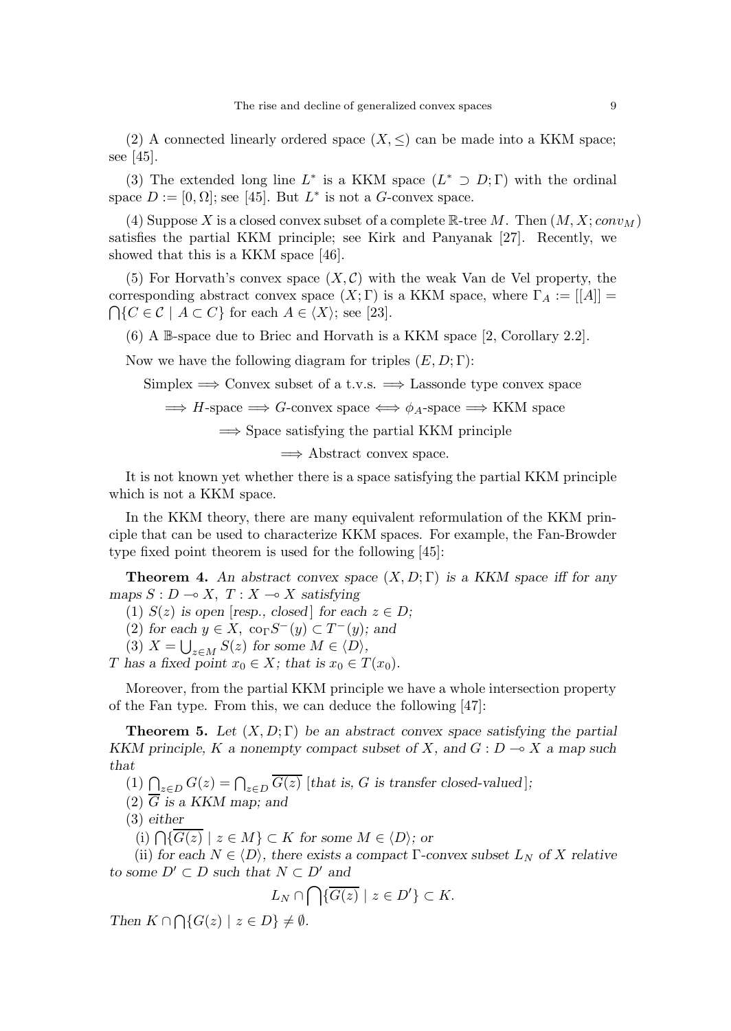(2) A connected linearly ordered space $(X, \leq)$ can be made into a KKM space; see [45].

(3) The extended long line $L^*$ is a KKM space $(L^* \supset D; \Gamma)$ with the ordinal space $D := [0, \Omega]$; see [45]. But $L^*$ is not a $G$-convex space.

(4) Suppose $X$ is a closed convex subset of a complete $\mathbb{R}$-tree $M$. Then $(M, X; conv_M)$ satisfies the partial KKM principle; see Kirk and Panyanak [27]. Recently, we showed that this is a KKM space [46].

(5) For Horvath's convex space $(X, \mathcal{C})$ with the weak Van de Vel property, the corresponding abstract convex space $(X; \Gamma)$ is a KKM space, where $\Gamma_A := [[A]] = \bigcap\{C \in \mathcal{C} \mid A \subset C\}$ for each $A \in \langle X \rangle$; see [23].

(6) A $\mathbb{B}$-space due to Briec and Horvath is a KKM space [2, Corollary 2.2].

Now we have the following diagram for triples $(E, D; \Gamma)$:

$$\text{Simplex} \Longrightarrow \text{Convex subset of a t.v.s.} \Longrightarrow \text{Lassonde type convex space}$$

$$\Longrightarrow H\text{-space} \Longrightarrow G\text{-convex space} \Longleftrightarrow \phi_A\text{-space} \Longrightarrow \text{KKM space}$$

$$\Longrightarrow \text{Space satisfying the partial KKM principle}$$

$$\Longrightarrow \text{Abstract convex space.}$$

It is not known yet whether there is a space satisfying the partial KKM principle which is not a KKM space.

In the KKM theory, there are many equivalent reformulation of the KKM principle that can be used to characterize KKM spaces. For example, the Fan-Browder type fixed point theorem is used for the following [45]:

**Theorem 4.** *An abstract convex space $(X, D; \Gamma)$ is a KKM space iff for any maps $S : D \multimap X$, $T : X \multimap X$ satisfying*

*(1) $S(z)$ is open [resp., closed] for each $z \in D$;*

*(2) for each $y \in X$, $\mathrm{co}_\Gamma S^-(y) \subset T^-(y)$; and*

*(3) $X = \bigcup_{z \in M} S(z)$ for some $M \in \langle D \rangle$,*

*$T$ has a fixed point $x_0 \in X$; that is $x_0 \in T(x_0)$.*

Moreover, from the partial KKM principle we have a whole intersection property of the Fan type. From this, we can deduce the following [47]:

**Theorem 5.** *Let $(X, D; \Gamma)$ be an abstract convex space satisfying the partial KKM principle, $K$ a nonempty compact subset of $X$, and $G : D \multimap X$ a map such that*

*(1) $\bigcap_{z \in D} G(z) = \bigcap_{z \in D} \overline{G(z)}$ [that is, $G$ is transfer closed-valued];*

*(2) $\overline{G}$ is a KKM map; and*

*(3) either*

*(i) $\bigcap\{\overline{G(z)} \mid z \in M\} \subset K$ for some $M \in \langle D \rangle$; or*

*(ii) for each $N \in \langle D \rangle$, there exists a compact $\Gamma$-convex subset $L_N$ of $X$ relative to some $D' \subset D$ such that $N \subset D'$ and*

$$L_N \cap \bigcap\{\overline{G(z)} \mid z \in D'\} \subset K.$$

*Then $K \cap \bigcap\{G(z) \mid z \in D\} \neq \emptyset$.*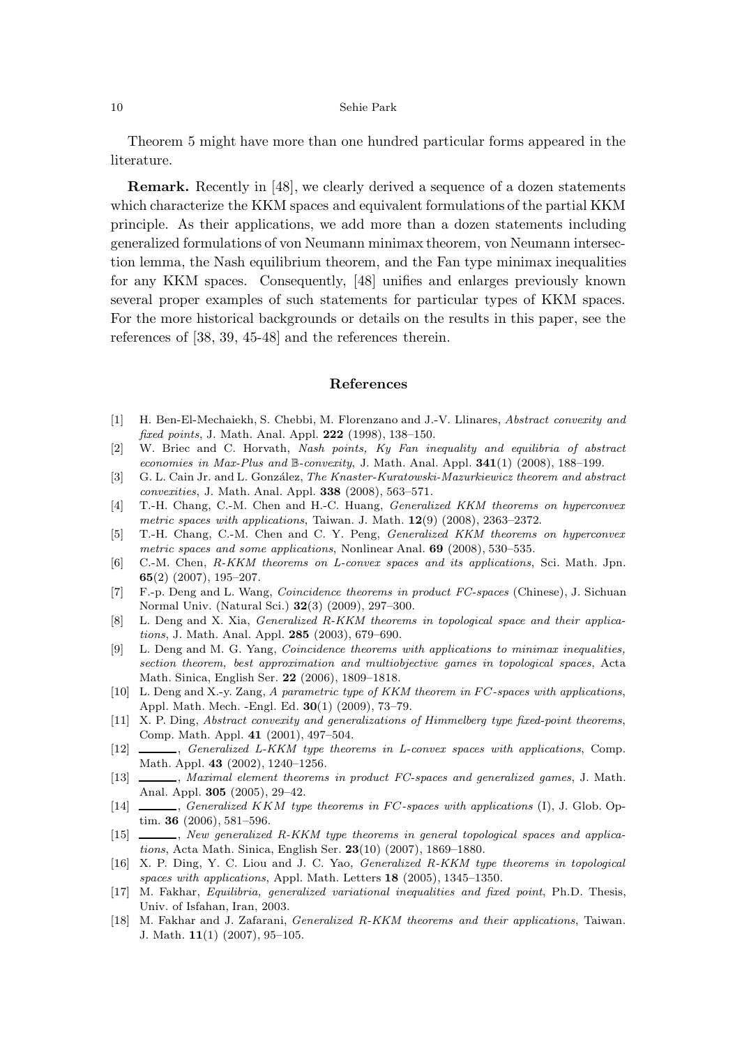Theorem 5 might have more than one hundred particular forms appeared in the literature.

**Remark.** Recently in [48], we clearly derived a sequence of a dozen statements which characterize the KKM spaces and equivalent formulations of the partial KKM principle. As their applications, we add more than a dozen statements including generalized formulations of von Neumann minimax theorem, von Neumann intersection lemma, the Nash equilibrium theorem, and the Fan type minimax inequalities for any KKM spaces. Consequently, [48] unifies and enlarges previously known several proper examples of such statements for particular types of KKM spaces. For the more historical backgrounds or details on the results in this paper, see the references of [38, 39, 45-48] and the references therein.

## References

[1] H. Ben-El-Mechaiekh, S. Chebbi, M. Florenzano and J.-V. Llinares, *Abstract convexity and fixed points*, J. Math. Anal. Appl. **222** (1998), 138–150.

[2] W. Briec and C. Horvath, *Nash points, Ky Fan inequality and equilibria of abstract economies in Max-Plus and $\mathbb{B}$-convexity*, J. Math. Anal. Appl. **341**(1) (2008), 188–199.

[3] G. L. Cain Jr. and L. González, *The Knaster-Kuratowski-Mazurkiewicz theorem and abstract convexities*, J. Math. Anal. Appl. **338** (2008), 563–571.

[4] T.-H. Chang, C.-M. Chen and H.-C. Huang, *Generalized KKM theorems on hyperconvex metric spaces with applications*, Taiwan. J. Math. **12**(9) (2008), 2363–2372.

[5] T.-H. Chang, C.-M. Chen and C. Y. Peng, *Generalized KKM theorems on hyperconvex metric spaces and some applications*, Nonlinear Anal. **69** (2008), 530–535.

[6] C.-M. Chen, *R-KKM theorems on L-convex spaces and its applications*, Sci. Math. Jpn. **65**(2) (2007), 195–207.

[7] F.-p. Deng and L. Wang, *Coincidence theorems in product FC-spaces* (Chinese), J. Sichuan Normal Univ. (Natural Sci.) **32**(3) (2009), 297–300.

[8] L. Deng and X. Xia, *Generalized R-KKM theorems in topological space and their applications*, J. Math. Anal. Appl. **285** (2003), 679–690.

[9] L. Deng and M. G. Yang, *Coincidence theorems with applications to minimax inequalities, section theorem, best approximation and multiobjective games in topological spaces*, Acta Math. Sinica, English Ser. **22** (2006), 1809–1818.

[10] L. Deng and X.-y. Zang, *A parametric type of KKM theorem in FC-spaces with applications*, Appl. Math. Mech. -Engl. Ed. **30**(1) (2009), 73–79.

[11] X. P. Ding, *Abstract convexity and generalizations of Himmelberg type fixed-point theorems*, Comp. Math. Appl. **41** (2001), 497–504.

[12] ______, *Generalized L-KKM type theorems in L-convex spaces with applications*, Comp. Math. Appl. **43** (2002), 1240–1256.

[13] ______, *Maximal element theorems in product FC-spaces and generalized games*, J. Math. Anal. Appl. **305** (2005), 29–42.

[14] ______, *Generalized KKM type theorems in FC-spaces with applications* (I), J. Glob. Optim. **36** (2006), 581–596.

[15] ______, *New generalized R-KKM type theorems in general topological spaces and applications*, Acta Math. Sinica, English Ser. **23**(10) (2007), 1869–1880.

[16] X. P. Ding, Y. C. Liou and J. C. Yao, *Generalized R-KKM type theorems in topological spaces with applications*, Appl. Math. Letters **18** (2005), 1345–1350.

[17] M. Fakhar, *Equilibria, generalized variational inequalities and fixed point*, Ph.D. Thesis, Univ. of Isfahan, Iran, 2003.

[18] M. Fakhar and J. Zafarani, *Generalized R-KKM theorems and their applications*, Taiwan. J. Math. **11**(1) (2007), 95–105.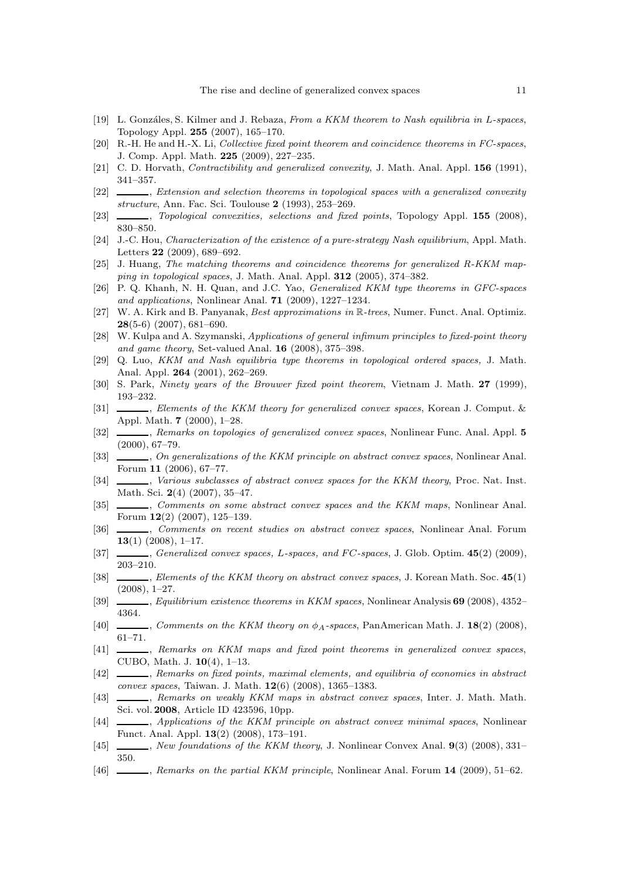[19] L. Gonzáles, S. Kilmer and J. Rebaza, *From a KKM theorem to Nash equilibria in L-spaces*, Topology Appl. **255** (2007), 165–170.

[20] R.-H. He and H.-X. Li, *Collective fixed point theorem and coincidence theorems in FC-spaces*, J. Comp. Appl. Math. **225** (2009), 227–235.

[21] C. D. Horvath, *Contractibility and generalized convexity*, J. Math. Anal. Appl. **156** (1991), 341–357.

[22] ______, *Extension and selection theorems in topological spaces with a generalized convexity structure*, Ann. Fac. Sci. Toulouse **2** (1993), 253–269.

[23] ______, *Topological convexities, selections and fixed points*, Topology Appl. **155** (2008), 830–850.

[24] J.-C. Hou, *Characterization of the existence of a pure-strategy Nash equilibrium*, Appl. Math. Letters **22** (2009), 689–692.

[25] J. Huang, *The matching theorems and coincidence theorems for generalized R-KKM mapping in topological spaces*, J. Math. Anal. Appl. **312** (2005), 374–382.

[26] P. Q. Khanh, N. H. Quan, and J.C. Yao, *Generalized KKM type theorems in GFC-spaces and applications*, Nonlinear Anal. **71** (2009), 1227–1234.

[27] W. A. Kirk and B. Panyanak, *Best approximations in $\mathbb{R}$-trees*, Numer. Funct. Anal. Optimiz. **28**(5-6) (2007), 681–690.

[28] W. Kulpa and A. Szymanski, *Applications of general infimum principles to fixed-point theory and game theory*, Set-valued Anal. **16** (2008), 375–398.

[29] Q. Luo, *KKM and Nash equilibria type theorems in topological ordered spaces,* J. Math. Anal. Appl. **264** (2001), 262–269.

[30] S. Park, *Ninety years of the Brouwer fixed point theorem*, Vietnam J. Math. **27** (1999), 193–232.

[31] ______, *Elements of the KKM theory for generalized convex spaces*, Korean J. Comput. & Appl. Math. **7** (2000), 1–28.

[32] ______, *Remarks on topologies of generalized convex spaces*, Nonlinear Func. Anal. Appl. **5** (2000), 67–79.

[33] ______, *On generalizations of the KKM principle on abstract convex spaces*, Nonlinear Anal. Forum **11** (2006), 67–77.

[34] ______, *Various subclasses of abstract convex spaces for the KKM theory*, Proc. Nat. Inst. Math. Sci. **2**(4) (2007), 35–47.

[35] ______, *Comments on some abstract convex spaces and the KKM maps*, Nonlinear Anal. Forum **12**(2) (2007), 125–139.

[36] ______, *Comments on recent studies on abstract convex spaces*, Nonlinear Anal. Forum **13**(1) (2008), 1–17.

[37] ______, *Generalized convex spaces, L-spaces, and FC-spaces*, J. Glob. Optim. **45**(2) (2009), 203–210.

[38] ______, *Elements of the KKM theory on abstract convex spaces*, J. Korean Math. Soc. **45**(1) (2008), 1–27.

[39] ______, *Equilibrium existence theorems in KKM spaces*, Nonlinear Analysis **69** (2008), 4352–4364.

[40] ______, *Comments on the KKM theory on $\phi_A$-spaces*, PanAmerican Math. J. **18**(2) (2008), 61–71.

[41] ______, *Remarks on KKM maps and fixed point theorems in generalized convex spaces*, CUBO, Math. J. **10**(4), 1–13.

[42] ______, *Remarks on fixed points, maximal elements, and equilibria of economies in abstract convex spaces*, Taiwan. J. Math. **12**(6) (2008), 1365–1383.

[43] ______, *Remarks on weakly KKM maps in abstract convex spaces*, Inter. J. Math. Math. Sci. vol. **2008**, Article ID 423596, 10pp.

[44] ______, *Applications of the KKM principle on abstract convex minimal spaces*, Nonlinear Funct. Anal. Appl. **13**(2) (2008), 173–191.

[45] ______, *New foundations of the KKM theory*, J. Nonlinear Convex Anal. **9**(3) (2008), 331–350.

[46] ______, *Remarks on the partial KKM principle*, Nonlinear Anal. Forum **14** (2009), 51–62.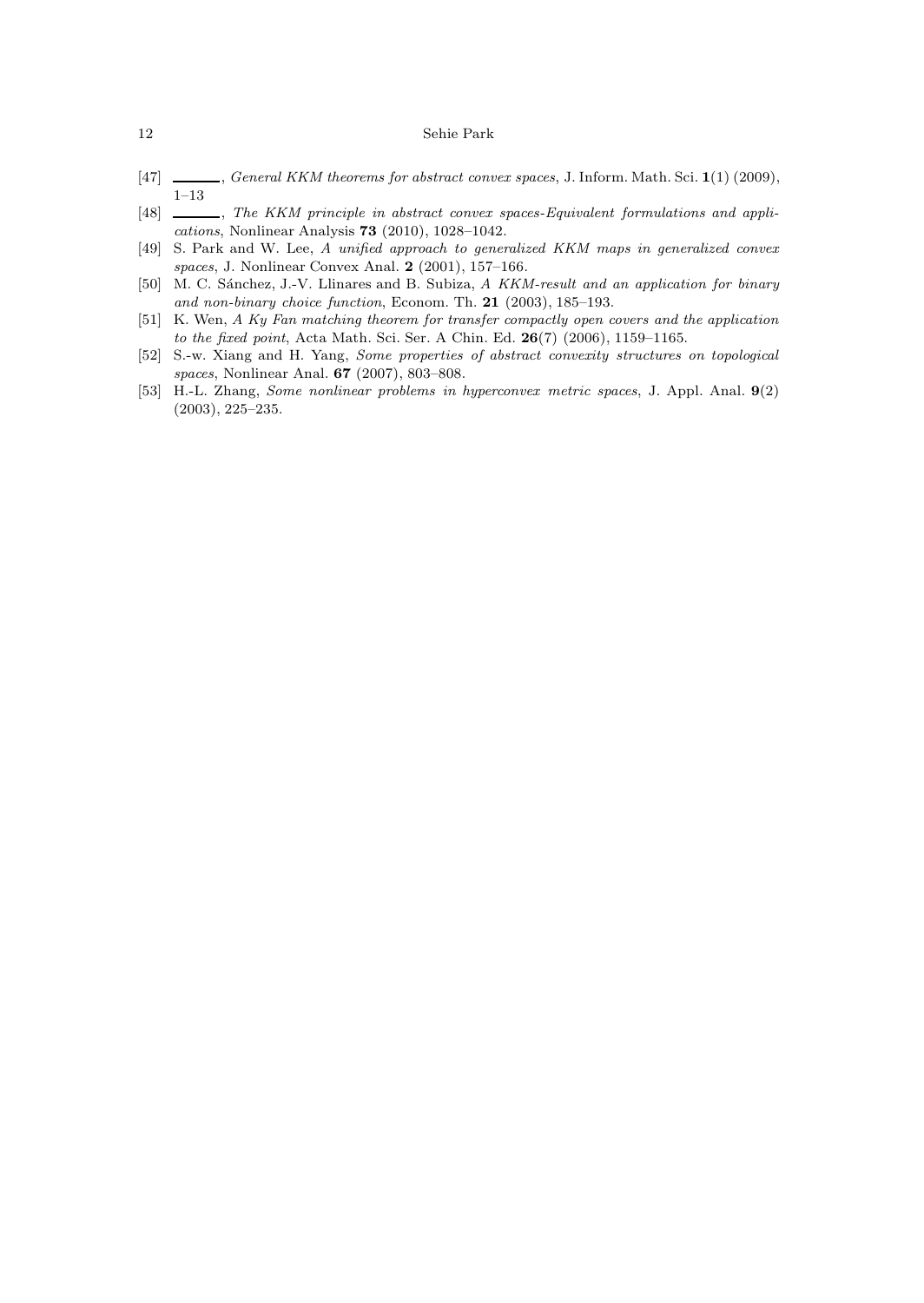[47] ______, *General KKM theorems for abstract convex spaces*, J. Inform. Math. Sci. **1**(1) (2009), 1–13

[48] ______, *The KKM principle in abstract convex spaces-Equivalent formulations and applications*, Nonlinear Analysis **73** (2010), 1028–1042.

[49] S. Park and W. Lee, *A unified approach to generalized KKM maps in generalized convex spaces*, J. Nonlinear Convex Anal. **2** (2001), 157–166.

[50] M. C. Sánchez, J.-V. Llinares and B. Subiza, *A KKM-result and an application for binary and non-binary choice function*, Econom. Th. **21** (2003), 185–193.

[51] K. Wen, *A Ky Fan matching theorem for transfer compactly open covers and the application to the fixed point*, Acta Math. Sci. Ser. A Chin. Ed. **26**(7) (2006), 1159–1165.

[52] S.-w. Xiang and H. Yang, *Some properties of abstract convexity structures on topological spaces*, Nonlinear Anal. **67** (2007), 803–808.

[53] H.-L. Zhang, *Some nonlinear problems in hyperconvex metric spaces*, J. Appl. Anal. **9**(2) (2003), 225–235.